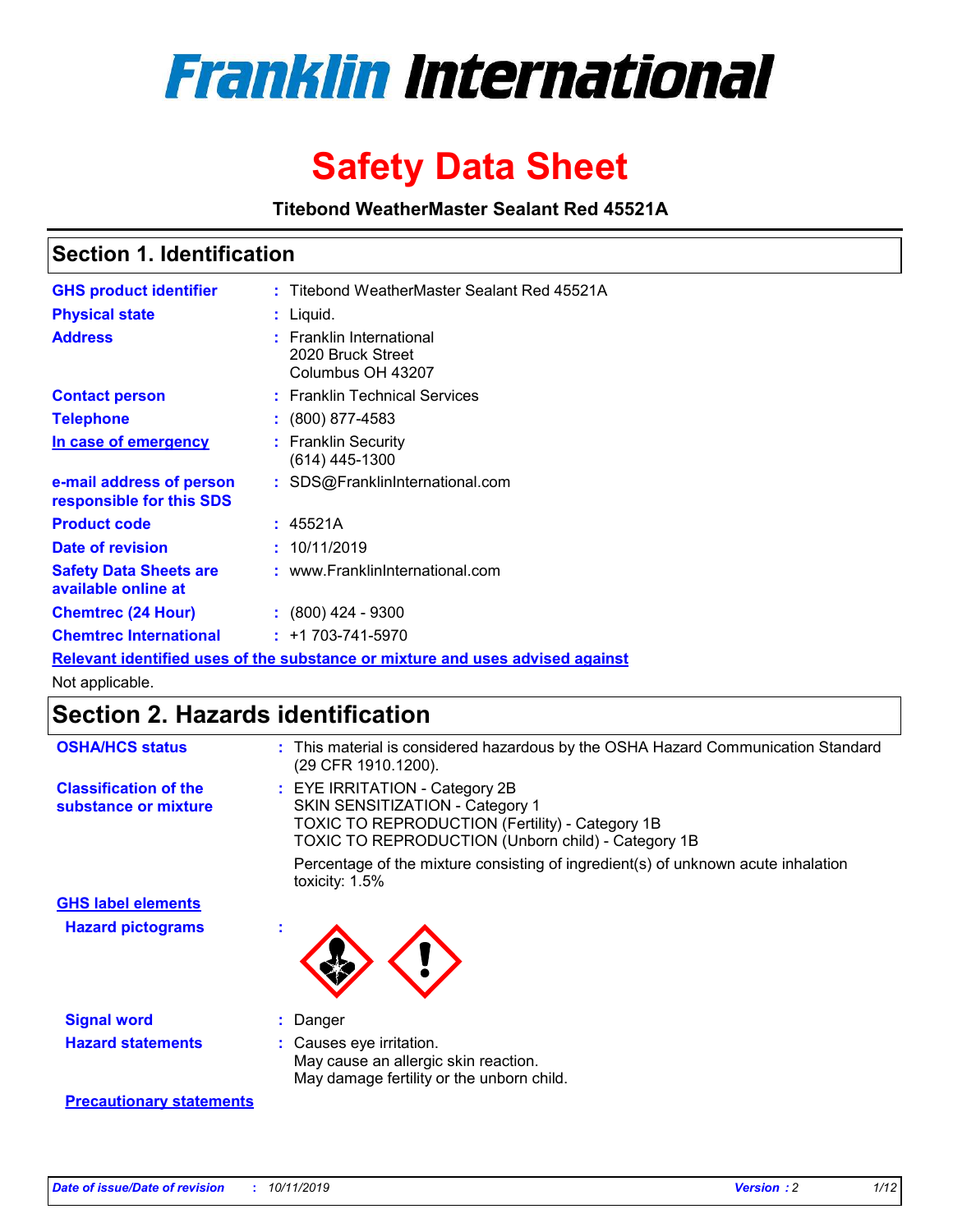# Franklin International

# Safety Data Sheet

**Titebond WeatherMaster Sealant Red 45521A**

## Section 1. Identification

| | | |
|---|---|---|
| **GHS product identifier** | : | Titebond WeatherMaster Sealant Red 45521A |
| **Physical state** | : | Liquid. |
| **Address** | : | Franklin International<br>2020 Bruck Street<br>Columbus OH 43207 |
| **Contact person** | : | Franklin Technical Services |
| **Telephone** | : | (800) 877-4583 |
| **In case of emergency** | : | Franklin Security<br>(614) 445-1300 |
| **e-mail address of person responsible for this SDS** | : | SDS@FranklinInternational.com |
| **Product code** | : | 45521A |
| **Date of revision** | : | 10/11/2019 |
| **Safety Data Sheets are available online at** | : | www.FranklinInternational.com |
| **Chemtrec (24 Hour)** | : | (800) 424 - 9300 |
| **Chemtrec International** | : | +1 703-741-5970 |

**Relevant identified uses of the substance or mixture and uses advised against**

Not applicable.

## Section 2. Hazards identification

| | | |
|---|---|---|
| **OSHA/HCS status** | : | This material is considered hazardous by the OSHA Hazard Communication Standard (29 CFR 1910.1200). |
| **Classification of the substance or mixture** | : | EYE IRRITATION - Category 2B<br>SKIN SENSITIZATION - Category 1<br>TOXIC TO REPRODUCTION (Fertility) - Category 1B<br>TOXIC TO REPRODUCTION (Unborn child) - Category 1B<br><br>Percentage of the mixture consisting of ingredient(s) of unknown acute inhalation toxicity: 1.5% |

**GHS label elements**

| | | |
|---|---|---|
| **Hazard pictograms** | : | |
| **Signal word** | : | Danger |
| **Hazard statements** | : | Causes eye irritation.<br>May cause an allergic skin reaction.<br>May damage fertility or the unborn child. |

**Precautionary statements**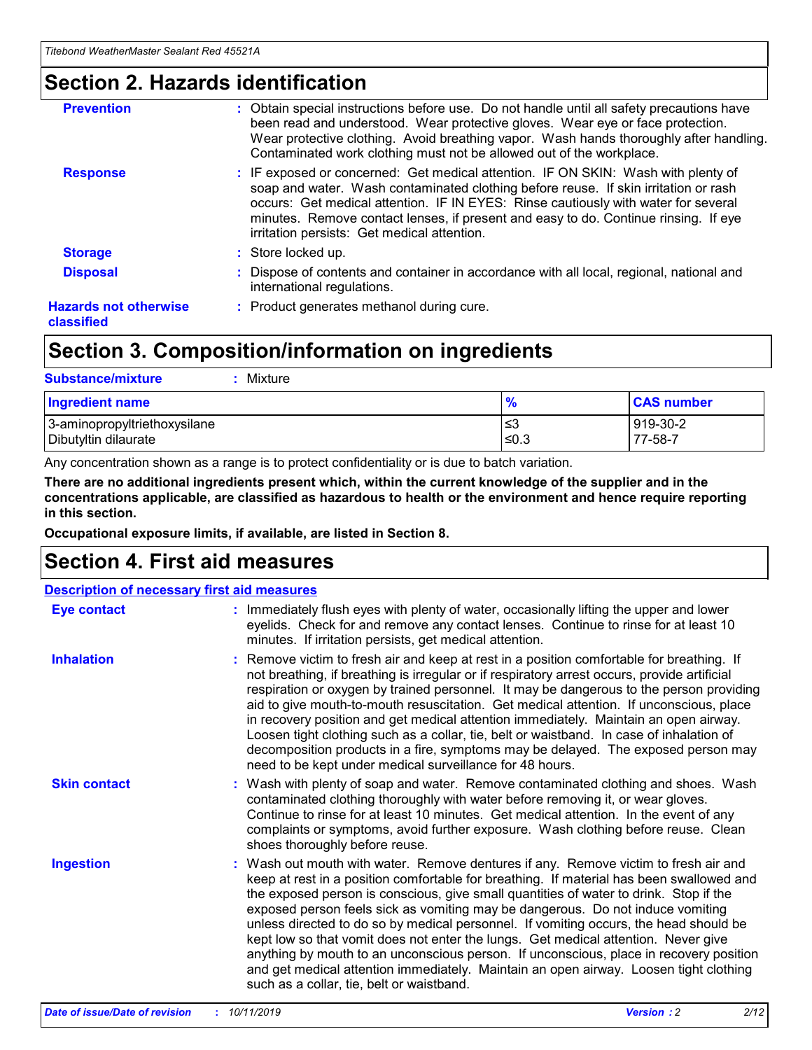## Section 2. Hazards identification

**Prevention** : Obtain special instructions before use. Do not handle until all safety precautions have been read and understood. Wear protective gloves. Wear eye or face protection. Wear protective clothing. Avoid breathing vapor. Wash hands thoroughly after handling. Contaminated work clothing must not be allowed out of the workplace.

**Response** : IF exposed or concerned: Get medical attention. IF ON SKIN: Wash with plenty of soap and water. Wash contaminated clothing before reuse. If skin irritation or rash occurs: Get medical attention. IF IN EYES: Rinse cautiously with water for several minutes. Remove contact lenses, if present and easy to do. Continue rinsing. If eye irritation persists: Get medical attention.

**Storage** : Store locked up.

**Disposal** : Dispose of contents and container in accordance with all local, regional, national and international regulations.

**Hazards not otherwise classified** : Product generates methanol during cure.

## Section 3. Composition/information on ingredients

**Substance/mixture** : Mixture

| Ingredient name | % | CAS number |
|---|---|---|
| 3-aminopropyltriethoxysilane | ≤3 | 919-30-2 |
| Dibutyltin dilaurate | ≤0.3 | 77-58-7 |

Any concentration shown as a range is to protect confidentiality or is due to batch variation.

**There are no additional ingredients present which, within the current knowledge of the supplier and in the concentrations applicable, are classified as hazardous to health or the environment and hence require reporting in this section.**

**Occupational exposure limits, if available, are listed in Section 8.**

## Section 4. First aid measures

**Description of necessary first aid measures**

**Eye contact** : Immediately flush eyes with plenty of water, occasionally lifting the upper and lower eyelids. Check for and remove any contact lenses. Continue to rinse for at least 10 minutes. If irritation persists, get medical attention.

**Inhalation** : Remove victim to fresh air and keep at rest in a position comfortable for breathing. If not breathing, if breathing is irregular or if respiratory arrest occurs, provide artificial respiration or oxygen by trained personnel. It may be dangerous to the person providing aid to give mouth-to-mouth resuscitation. Get medical attention. If unconscious, place in recovery position and get medical attention immediately. Maintain an open airway. Loosen tight clothing such as a collar, tie, belt or waistband. In case of inhalation of decomposition products in a fire, symptoms may be delayed. The exposed person may need to be kept under medical surveillance for 48 hours.

**Skin contact** : Wash with plenty of soap and water. Remove contaminated clothing and shoes. Wash contaminated clothing thoroughly with water before removing it, or wear gloves. Continue to rinse for at least 10 minutes. Get medical attention. In the event of any complaints or symptoms, avoid further exposure. Wash clothing before reuse. Clean shoes thoroughly before reuse.

**Ingestion** : Wash out mouth with water. Remove dentures if any. Remove victim to fresh air and keep at rest in a position comfortable for breathing. If material has been swallowed and the exposed person is conscious, give small quantities of water to drink. Stop if the exposed person feels sick as vomiting may be dangerous. Do not induce vomiting unless directed to do so by medical personnel. If vomiting occurs, the head should be kept low so that vomit does not enter the lungs. Get medical attention. Never give anything by mouth to an unconscious person. If unconscious, place in recovery position and get medical attention immediately. Maintain an open airway. Loosen tight clothing such as a collar, tie, belt or waistband.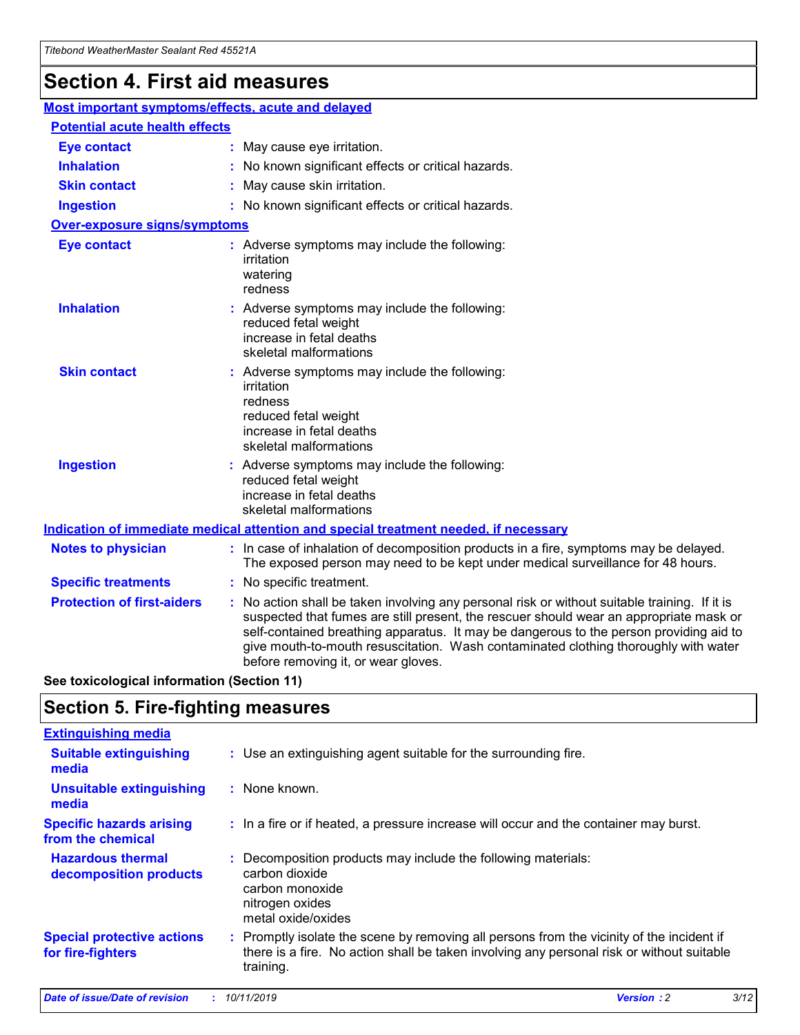# Section 4. First aid measures

## Most important symptoms/effects, acute and delayed

### Potential acute health effects

**Eye contact** : May cause eye irritation.

**Inhalation** : No known significant effects or critical hazards.

**Skin contact** : May cause skin irritation.

**Ingestion** : No known significant effects or critical hazards.

### Over-exposure signs/symptoms

**Eye contact** : Adverse symptoms may include the following:
irritation
watering
redness

**Inhalation** : Adverse symptoms may include the following:
reduced fetal weight
increase in fetal deaths
skeletal malformations

**Skin contact** : Adverse symptoms may include the following:
irritation
redness
reduced fetal weight
increase in fetal deaths
skeletal malformations

**Ingestion** : Adverse symptoms may include the following:
reduced fetal weight
increase in fetal deaths
skeletal malformations

## Indication of immediate medical attention and special treatment needed, if necessary

**Notes to physician** : In case of inhalation of decomposition products in a fire, symptoms may be delayed. The exposed person may need to be kept under medical surveillance for 48 hours.

**Specific treatments** : No specific treatment.

**Protection of first-aiders** : No action shall be taken involving any personal risk or without suitable training. If it is suspected that fumes are still present, the rescuer should wear an appropriate mask or self-contained breathing apparatus. It may be dangerous to the person providing aid to give mouth-to-mouth resuscitation. Wash contaminated clothing thoroughly with water before removing it, or wear gloves.

**See toxicological information (Section 11)**

# Section 5. Fire-fighting measures

## Extinguishing media

**Suitable extinguishing media** : Use an extinguishing agent suitable for the surrounding fire.

**Unsuitable extinguishing media** : None known.

**Specific hazards arising from the chemical** : In a fire or if heated, a pressure increase will occur and the container may burst.

**Hazardous thermal decomposition products** : Decomposition products may include the following materials:
carbon dioxide
carbon monoxide
nitrogen oxides
metal oxide/oxides

**Special protective actions for fire-fighters** : Promptly isolate the scene by removing all persons from the vicinity of the incident if there is a fire. No action shall be taken involving any personal risk or without suitable training.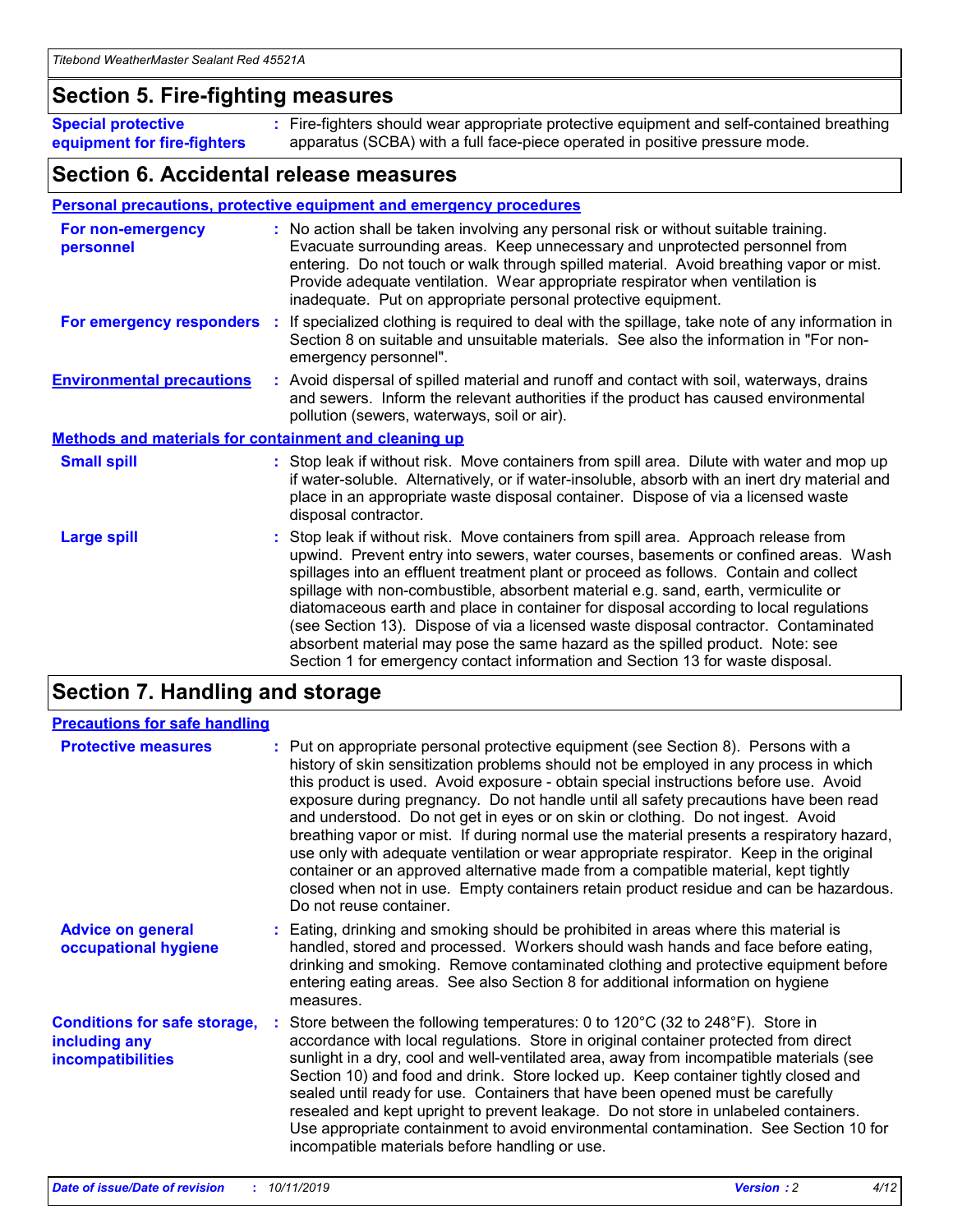## Section 5. Fire-fighting measures

**Special protective equipment for fire-fighters** : Fire-fighters should wear appropriate protective equipment and self-contained breathing apparatus (SCBA) with a full face-piece operated in positive pressure mode.

## Section 6. Accidental release measures

### Personal precautions, protective equipment and emergency procedures

**For non-emergency personnel** : No action shall be taken involving any personal risk or without suitable training. Evacuate surrounding areas. Keep unnecessary and unprotected personnel from entering. Do not touch or walk through spilled material. Avoid breathing vapor or mist. Provide adequate ventilation. Wear appropriate respirator when ventilation is inadequate. Put on appropriate personal protective equipment.

**For emergency responders** : If specialized clothing is required to deal with the spillage, take note of any information in Section 8 on suitable and unsuitable materials. See also the information in "For non-emergency personnel".

**Environmental precautions** : Avoid dispersal of spilled material and runoff and contact with soil, waterways, drains and sewers. Inform the relevant authorities if the product has caused environmental pollution (sewers, waterways, soil or air).

### Methods and materials for containment and cleaning up

**Small spill** : Stop leak if without risk. Move containers from spill area. Dilute with water and mop up if water-soluble. Alternatively, or if water-insoluble, absorb with an inert dry material and place in an appropriate waste disposal container. Dispose of via a licensed waste disposal contractor.

**Large spill** : Stop leak if without risk. Move containers from spill area. Approach release from upwind. Prevent entry into sewers, water courses, basements or confined areas. Wash spillages into an effluent treatment plant or proceed as follows. Contain and collect spillage with non-combustible, absorbent material e.g. sand, earth, vermiculite or diatomaceous earth and place in container for disposal according to local regulations (see Section 13). Dispose of via a licensed waste disposal contractor. Contaminated absorbent material may pose the same hazard as the spilled product. Note: see Section 1 for emergency contact information and Section 13 for waste disposal.

## Section 7. Handling and storage

### Precautions for safe handling

**Protective measures** : Put on appropriate personal protective equipment (see Section 8). Persons with a history of skin sensitization problems should not be employed in any process in which this product is used. Avoid exposure - obtain special instructions before use. Avoid exposure during pregnancy. Do not handle until all safety precautions have been read and understood. Do not get in eyes or on skin or clothing. Do not ingest. Avoid breathing vapor or mist. If during normal use the material presents a respiratory hazard, use only with adequate ventilation or wear appropriate respirator. Keep in the original container or an approved alternative made from a compatible material, kept tightly closed when not in use. Empty containers retain product residue and can be hazardous. Do not reuse container.

**Advice on general occupational hygiene** : Eating, drinking and smoking should be prohibited in areas where this material is handled, stored and processed. Workers should wash hands and face before eating, drinking and smoking. Remove contaminated clothing and protective equipment before entering eating areas. See also Section 8 for additional information on hygiene measures.

**Conditions for safe storage, including any incompatibilities** : Store between the following temperatures: 0 to 120°C (32 to 248°F). Store in accordance with local regulations. Store in original container protected from direct sunlight in a dry, cool and well-ventilated area, away from incompatible materials (see Section 10) and food and drink. Store locked up. Keep container tightly closed and sealed until ready for use. Containers that have been opened must be carefully resealed and kept upright to prevent leakage. Do not store in unlabeled containers. Use appropriate containment to avoid environmental contamination. See Section 10 for incompatible materials before handling or use.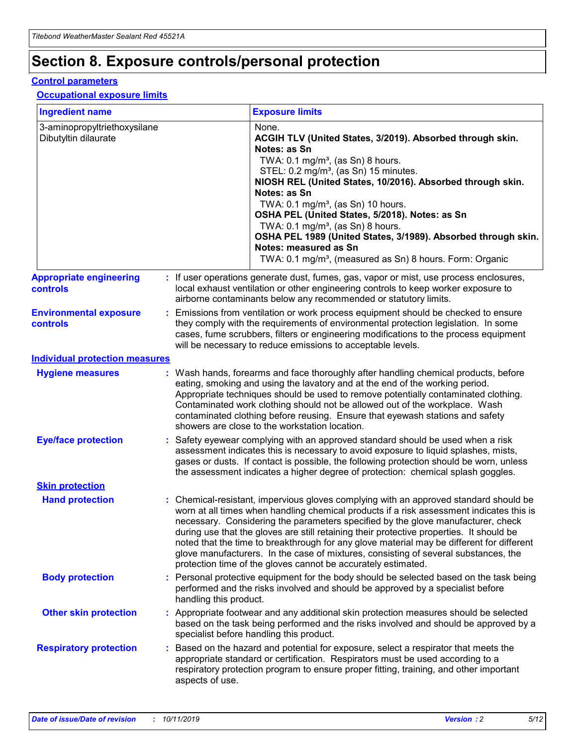# Section 8. Exposure controls/personal protection

## Control parameters

### Occupational exposure limits

| Ingredient name | Exposure limits |
| --- | --- |
| 3-aminopropyltriethoxysilane<br>Dibutyltin dilaurate | None.<br>**ACGIH TLV (United States, 3/2019). Absorbed through skin. Notes: as Sn**<br>TWA: 0.1 mg/m³, (as Sn) 8 hours.<br>STEL: 0.2 mg/m³, (as Sn) 15 minutes.<br>**NIOSH REL (United States, 10/2016). Absorbed through skin. Notes: as Sn**<br>TWA: 0.1 mg/m³, (as Sn) 10 hours.<br>**OSHA PEL (United States, 5/2018). Notes: as Sn**<br>TWA: 0.1 mg/m³, (as Sn) 8 hours.<br>**OSHA PEL 1989 (United States, 3/1989). Absorbed through skin. Notes: measured as Sn**<br>TWA: 0.1 mg/m³, (measured as Sn) 8 hours. Form: Organic |

**Appropriate engineering controls** : If user operations generate dust, fumes, gas, vapor or mist, use process enclosures, local exhaust ventilation or other engineering controls to keep worker exposure to airborne contaminants below any recommended or statutory limits.

**Environmental exposure controls** : Emissions from ventilation or work process equipment should be checked to ensure they comply with the requirements of environmental protection legislation. In some cases, fume scrubbers, filters or engineering modifications to the process equipment will be necessary to reduce emissions to acceptable levels.

## Individual protection measures

**Hygiene measures** : Wash hands, forearms and face thoroughly after handling chemical products, before eating, smoking and using the lavatory and at the end of the working period. Appropriate techniques should be used to remove potentially contaminated clothing. Contaminated work clothing should not be allowed out of the workplace. Wash contaminated clothing before reusing. Ensure that eyewash stations and safety showers are close to the workstation location.

**Eye/face protection** : Safety eyewear complying with an approved standard should be used when a risk assessment indicates this is necessary to avoid exposure to liquid splashes, mists, gases or dusts. If contact is possible, the following protection should be worn, unless the assessment indicates a higher degree of protection: chemical splash goggles.

### Skin protection

**Hand protection** : Chemical-resistant, impervious gloves complying with an approved standard should be worn at all times when handling chemical products if a risk assessment indicates this is necessary. Considering the parameters specified by the glove manufacturer, check during use that the gloves are still retaining their protective properties. It should be noted that the time to breakthrough for any glove material may be different for different glove manufacturers. In the case of mixtures, consisting of several substances, the protection time of the gloves cannot be accurately estimated.

**Body protection** : Personal protective equipment for the body should be selected based on the task being performed and the risks involved and should be approved by a specialist before handling this product.

**Other skin protection** : Appropriate footwear and any additional skin protection measures should be selected based on the task being performed and the risks involved and should be approved by a specialist before handling this product.

**Respiratory protection** : Based on the hazard and potential for exposure, select a respirator that meets the appropriate standard or certification. Respirators must be used according to a respiratory protection program to ensure proper fitting, training, and other important aspects of use.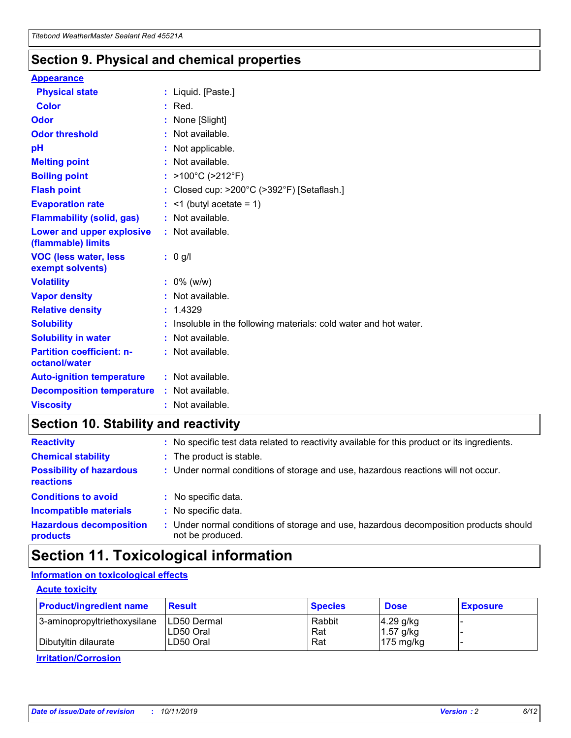## Section 9. Physical and chemical properties

**Appearance**

| | | |
|---|---|---|
| **Physical state** | : | Liquid. [Paste.] |
| **Color** | : | Red. |
| **Odor** | : | None [Slight] |
| **Odor threshold** | : | Not available. |
| **pH** | : | Not applicable. |
| **Melting point** | : | Not available. |
| **Boiling point** | : | >100°C (>212°F) |
| **Flash point** | : | Closed cup: >200°C (>392°F) [Setaflash.] |
| **Evaporation rate** | : | <1 (butyl acetate = 1) |
| **Flammability (solid, gas)** | : | Not available. |
| **Lower and upper explosive (flammable) limits** | : | Not available. |
| **VOC (less water, less exempt solvents)** | : | 0 g/l |
| **Volatility** | : | 0% (w/w) |
| **Vapor density** | : | Not available. |
| **Relative density** | : | 1.4329 |
| **Solubility** | : | Insoluble in the following materials: cold water and hot water. |
| **Solubility in water** | : | Not available. |
| **Partition coefficient: n-octanol/water** | : | Not available. |
| **Auto-ignition temperature** | : | Not available. |
| **Decomposition temperature** | : | Not available. |
| **Viscosity** | : | Not available. |

## Section 10. Stability and reactivity

| | | |
|---|---|---|
| **Reactivity** | : | No specific test data related to reactivity available for this product or its ingredients. |
| **Chemical stability** | : | The product is stable. |
| **Possibility of hazardous reactions** | : | Under normal conditions of storage and use, hazardous reactions will not occur. |
| **Conditions to avoid** | : | No specific data. |
| **Incompatible materials** | : | No specific data. |
| **Hazardous decomposition products** | : | Under normal conditions of storage and use, hazardous decomposition products should not be produced. |

## Section 11. Toxicological information

**Information on toxicological effects**

**Acute toxicity**

| Product/ingredient name | Result | Species | Dose | Exposure |
|---|---|---|---|---|
| 3-aminopropyltriethoxysilane | LD50 Dermal | Rabbit | 4.29 g/kg | - |
| | LD50 Oral | Rat | 1.57 g/kg | - |
| Dibutyltin dilaurate | LD50 Oral | Rat | 175 mg/kg | - |

**Irritation/Corrosion**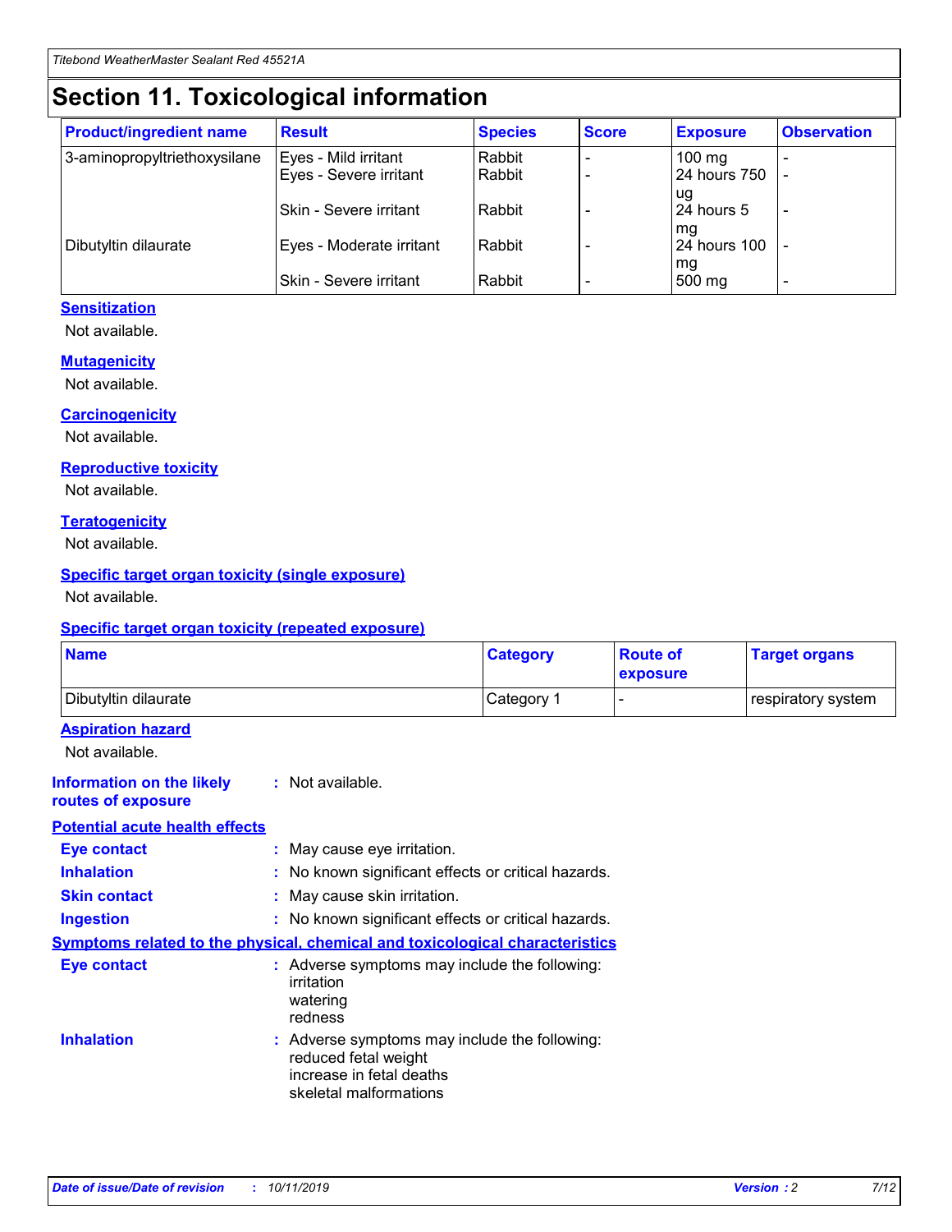# Section 11. Toxicological information

| Product/ingredient name | Result | Species | Score | Exposure | Observation |
|---|---|---|---|---|---|
| 3-aminopropyltriethoxysilane | Eyes - Mild irritant | Rabbit | - | 100 mg | - |
| | Eyes - Severe irritant | Rabbit | - | 24 hours 750 ug | - |
| | Skin - Severe irritant | Rabbit | - | 24 hours 5 mg | - |
| Dibutyltin dilaurate | Eyes - Moderate irritant | Rabbit | - | 24 hours 100 mg | - |
| | Skin - Severe irritant | Rabbit | - | 500 mg | - |

**Sensitization**

Not available.

**Mutagenicity**

Not available.

**Carcinogenicity**

Not available.

**Reproductive toxicity**

Not available.

**Teratogenicity**

Not available.

**Specific target organ toxicity (single exposure)**

Not available.

**Specific target organ toxicity (repeated exposure)**

| Name | Category | Route of exposure | Target organs |
|---|---|---|---|
| Dibutyltin dilaurate | Category 1 | - | respiratory system |

**Aspiration hazard**

Not available.

**Information on the likely routes of exposure** : Not available.

**Potential acute health effects**

**Eye contact** : May cause eye irritation.

**Inhalation** : No known significant effects or critical hazards.

**Skin contact** : May cause skin irritation.

**Ingestion** : No known significant effects or critical hazards.

**Symptoms related to the physical, chemical and toxicological characteristics**

**Eye contact** : Adverse symptoms may include the following:
irritation
watering
redness

**Inhalation** : Adverse symptoms may include the following:
reduced fetal weight
increase in fetal deaths
skeletal malformations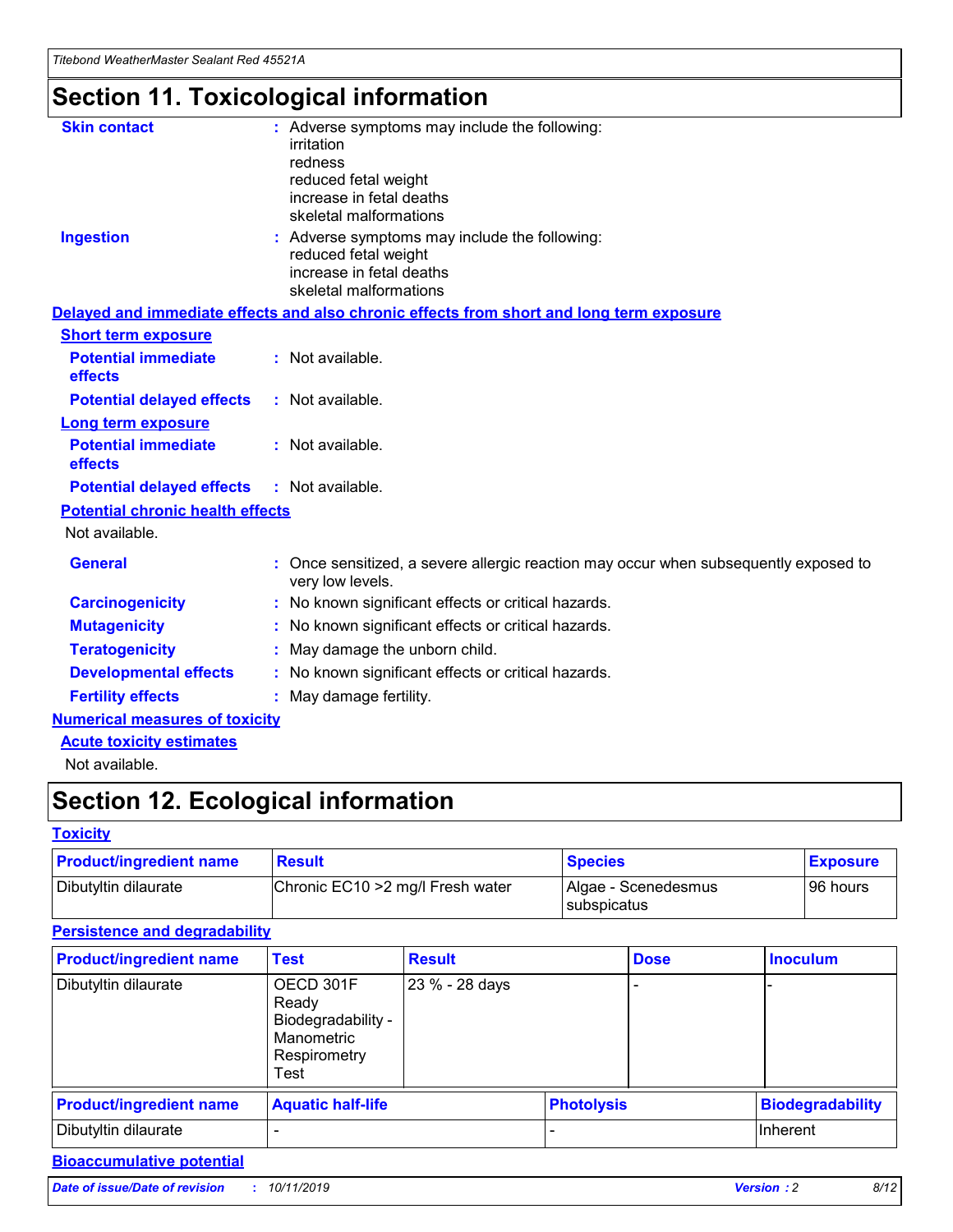# Section 11. Toxicological information

**Skin contact** : Adverse symptoms may include the following:
irritation
redness
reduced fetal weight
increase in fetal deaths
skeletal malformations

**Ingestion** : Adverse symptoms may include the following:
reduced fetal weight
increase in fetal deaths
skeletal malformations

## Delayed and immediate effects and also chronic effects from short and long term exposure

### Short term exposure

**Potential immediate effects** : Not available.

**Potential delayed effects** : Not available.

### Long term exposure

**Potential immediate effects** : Not available.

**Potential delayed effects** : Not available.

### Potential chronic health effects

Not available.

**General** : Once sensitized, a severe allergic reaction may occur when subsequently exposed to very low levels.

**Carcinogenicity** : No known significant effects or critical hazards.

**Mutagenicity** : No known significant effects or critical hazards.

**Teratogenicity** : May damage the unborn child.

**Developmental effects** : No known significant effects or critical hazards.

**Fertility effects** : May damage fertility.

## Numerical measures of toxicity

### Acute toxicity estimates

Not available.

# Section 12. Ecological information

## Toxicity

| Product/ingredient name | Result | Species | Exposure |
|---|---|---|---|
| Dibutyltin dilaurate | Chronic EC10 >2 mg/l Fresh water | Algae - Scenedesmus subspicatus | 96 hours |

## Persistence and degradability

| Product/ingredient name | Test | Result | Dose | Inoculum |
|---|---|---|---|---|
| Dibutyltin dilaurate | OECD 301F Ready Biodegradability - Manometric Respirometry Test | 23 % - 28 days | - | - |

| Product/ingredient name | Aquatic half-life | Photolysis | Biodegradability |
|---|---|---|---|
| Dibutyltin dilaurate | - | - | Inherent |

## Bioaccumulative potential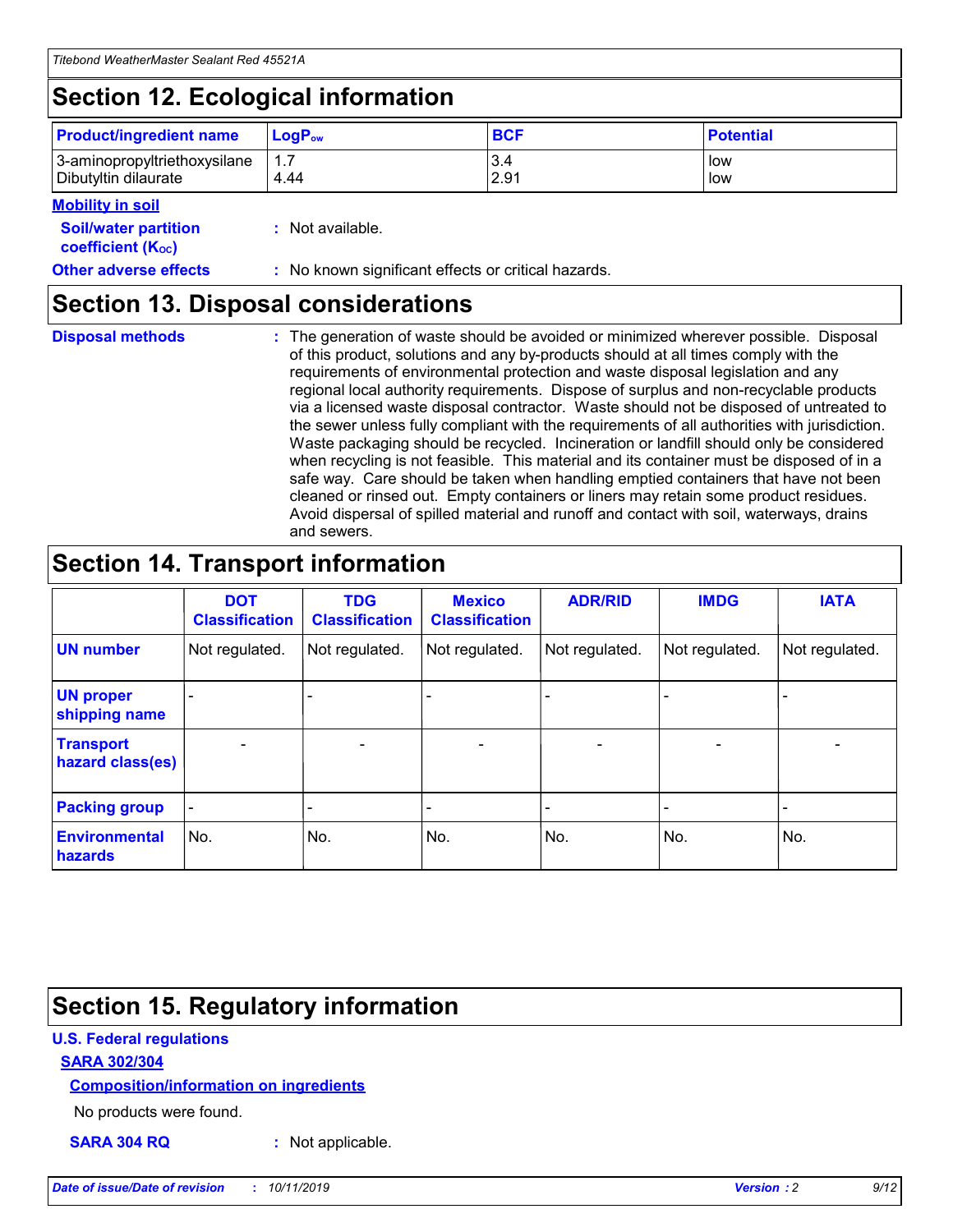## Section 12. Ecological information

| Product/ingredient name | $LogP_{ow}$ | BCF | Potential |
|---|---|---|---|
| 3-aminopropyltriethoxysilane | 1.7 | 3.4 | low |
| Dibutyltin dilaurate | 4.44 | 2.91 | low |

**Mobility in soil**

**Soil/water partition coefficient ($K_{OC}$)** : Not available.

**Other adverse effects** : No known significant effects or critical hazards.

## Section 13. Disposal considerations

**Disposal methods** : The generation of waste should be avoided or minimized wherever possible. Disposal of this product, solutions and any by-products should at all times comply with the requirements of environmental protection and waste disposal legislation and any regional local authority requirements. Dispose of surplus and non-recyclable products via a licensed waste disposal contractor. Waste should not be disposed of untreated to the sewer unless fully compliant with the requirements of all authorities with jurisdiction. Waste packaging should be recycled. Incineration or landfill should only be considered when recycling is not feasible. This material and its container must be disposed of in a safe way. Care should be taken when handling emptied containers that have not been cleaned or rinsed out. Empty containers or liners may retain some product residues. Avoid dispersal of spilled material and runoff and contact with soil, waterways, drains and sewers.

## Section 14. Transport information

| | DOT Classification | TDG Classification | Mexico Classification | ADR/RID | IMDG | IATA |
|---|---|---|---|---|---|---|
| UN number | Not regulated. | Not regulated. | Not regulated. | Not regulated. | Not regulated. | Not regulated. |
| UN proper shipping name | - | - | - | - | - | - |
| Transport hazard class(es) | - | - | - | - | - | - |
| Packing group | - | - | - | - | - | - |
| Environmental hazards | No. | No. | No. | No. | No. | No. |

## Section 15. Regulatory information

**U.S. Federal regulations**

**SARA 302/304**

**Composition/information on ingredients**

No products were found.

**SARA 304 RQ** : Not applicable.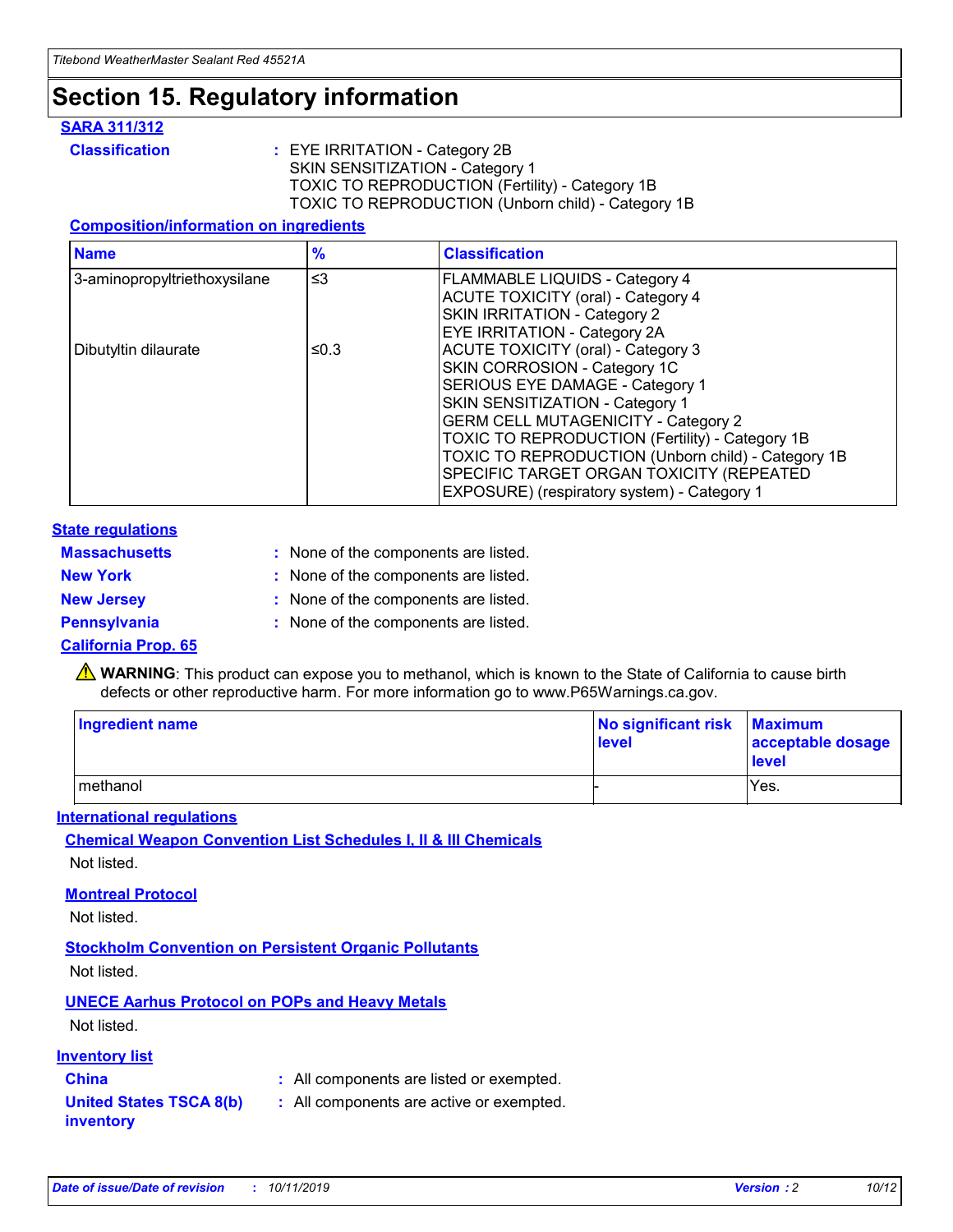# Section 15. Regulatory information

## SARA 311/312

**Classification** : EYE IRRITATION - Category 2B
SKIN SENSITIZATION - Category 1
TOXIC TO REPRODUCTION (Fertility) - Category 1B
TOXIC TO REPRODUCTION (Unborn child) - Category 1B

### Composition/information on ingredients

| Name | % | Classification |
|---|---|---|
| 3-aminopropyltriethoxysilane | ≤3 | FLAMMABLE LIQUIDS - Category 4<br>ACUTE TOXICITY (oral) - Category 4<br>SKIN IRRITATION - Category 2<br>EYE IRRITATION - Category 2A |
| Dibutyltin dilaurate | ≤0.3 | ACUTE TOXICITY (oral) - Category 3<br>SKIN CORROSION - Category 1C<br>SERIOUS EYE DAMAGE - Category 1<br>SKIN SENSITIZATION - Category 1<br>GERM CELL MUTAGENICITY - Category 2<br>TOXIC TO REPRODUCTION (Fertility) - Category 1B<br>TOXIC TO REPRODUCTION (Unborn child) - Category 1B<br>SPECIFIC TARGET ORGAN TOXICITY (REPEATED EXPOSURE) (respiratory system) - Category 1 |

## State regulations

**Massachusetts** : None of the components are listed.
**New York** : None of the components are listed.
**New Jersey** : None of the components are listed.
**Pennsylvania** : None of the components are listed.

### California Prop. 65

⚠ **WARNING**: This product can expose you to methanol, which is known to the State of California to cause birth defects or other reproductive harm. For more information go to www.P65Warnings.ca.gov.

| Ingredient name | No significant risk level | Maximum acceptable dosage level |
|---|---|---|
| methanol | - | Yes. |

## International regulations

### Chemical Weapon Convention List Schedules I, II & III Chemicals

Not listed.

### Montreal Protocol

Not listed.

### Stockholm Convention on Persistent Organic Pollutants

Not listed.

### UNECE Aarhus Protocol on POPs and Heavy Metals

Not listed.

## Inventory list

**China** : All components are listed or exempted.
**United States TSCA 8(b) inventory** : All components are active or exempted.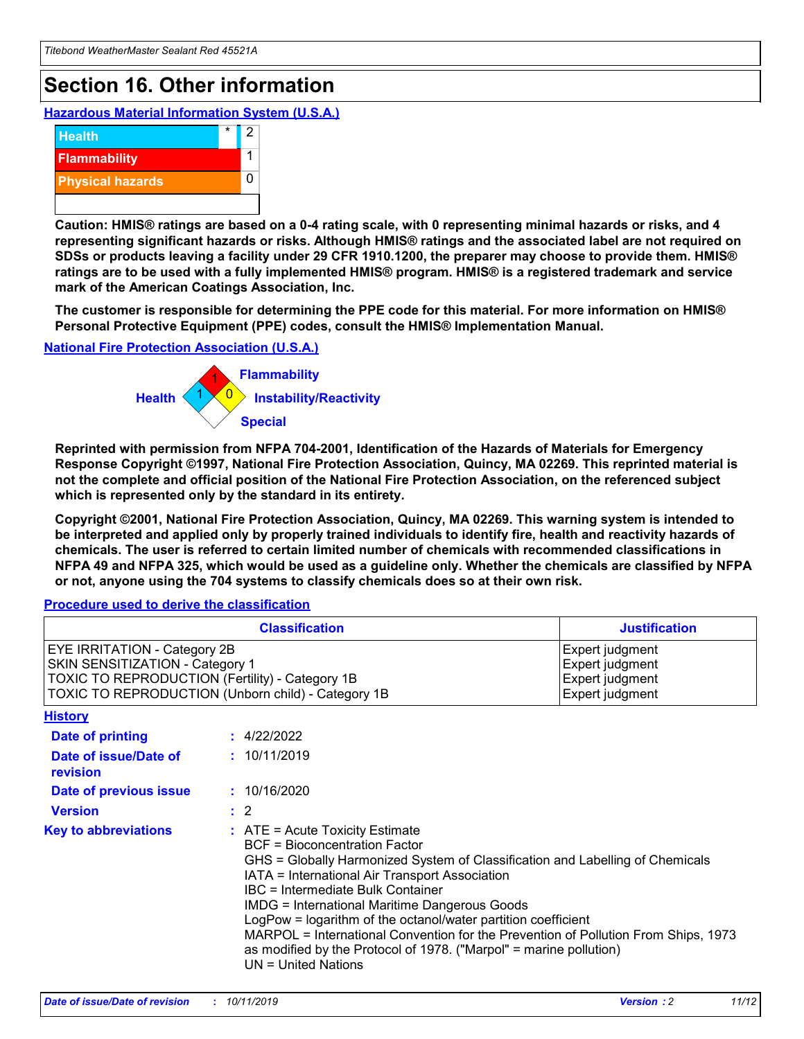# Section 16. Other information

### Hazardous Material Information System (U.S.A.)

| | | |
|---|---|---|
| Health | * | 2 |
| Flammability | | 1 |
| Physical hazards | | 0 |

**Caution: HMIS® ratings are based on a 0-4 rating scale, with 0 representing minimal hazards or risks, and 4 representing significant hazards or risks. Although HMIS® ratings and the associated label are not required on SDSs or products leaving a facility under 29 CFR 1910.1200, the preparer may choose to provide them. HMIS® ratings are to be used with a fully implemented HMIS® program. HMIS® is a registered trademark and service mark of the American Coatings Association, Inc.**

**The customer is responsible for determining the PPE code for this material. For more information on HMIS® Personal Protective Equipment (PPE) codes, consult the HMIS® Implementation Manual.**

### National Fire Protection Association (U.S.A.)

Health: 1
Flammability: 1
Instability/Reactivity: 0
Special

**Reprinted with permission from NFPA 704-2001, Identification of the Hazards of Materials for Emergency Response Copyright ©1997, National Fire Protection Association, Quincy, MA 02269. This reprinted material is not the complete and official position of the National Fire Protection Association, on the referenced subject which is represented only by the standard in its entirety.**

**Copyright ©2001, National Fire Protection Association, Quincy, MA 02269. This warning system is intended to be interpreted and applied only by properly trained individuals to identify fire, health and reactivity hazards of chemicals. The user is referred to certain limited number of chemicals with recommended classifications in NFPA 49 and NFPA 325, which would be used as a guideline only. Whether the chemicals are classified by NFPA or not, anyone using the 704 systems to classify chemicals does so at their own risk.**

### Procedure used to derive the classification

| Classification | Justification |
|---|---|
| EYE IRRITATION - Category 2B | Expert judgment |
| SKIN SENSITIZATION - Category 1 | Expert judgment |
| TOXIC TO REPRODUCTION (Fertility) - Category 1B | Expert judgment |
| TOXIC TO REPRODUCTION (Unborn child) - Category 1B | Expert judgment |

### History

**Date of printing** : 4/22/2022

**Date of issue/Date of revision** : 10/11/2019

**Date of previous issue** : 10/16/2020

**Version** : 2

**Key to abbreviations** :
ATE = Acute Toxicity Estimate
BCF = Bioconcentration Factor
GHS = Globally Harmonized System of Classification and Labelling of Chemicals
IATA = International Air Transport Association
IBC = Intermediate Bulk Container
IMDG = International Maritime Dangerous Goods
LogPow = logarithm of the octanol/water partition coefficient
MARPOL = International Convention for the Prevention of Pollution From Ships, 1973 as modified by the Protocol of 1978. ("Marpol" = marine pollution)
UN = United Nations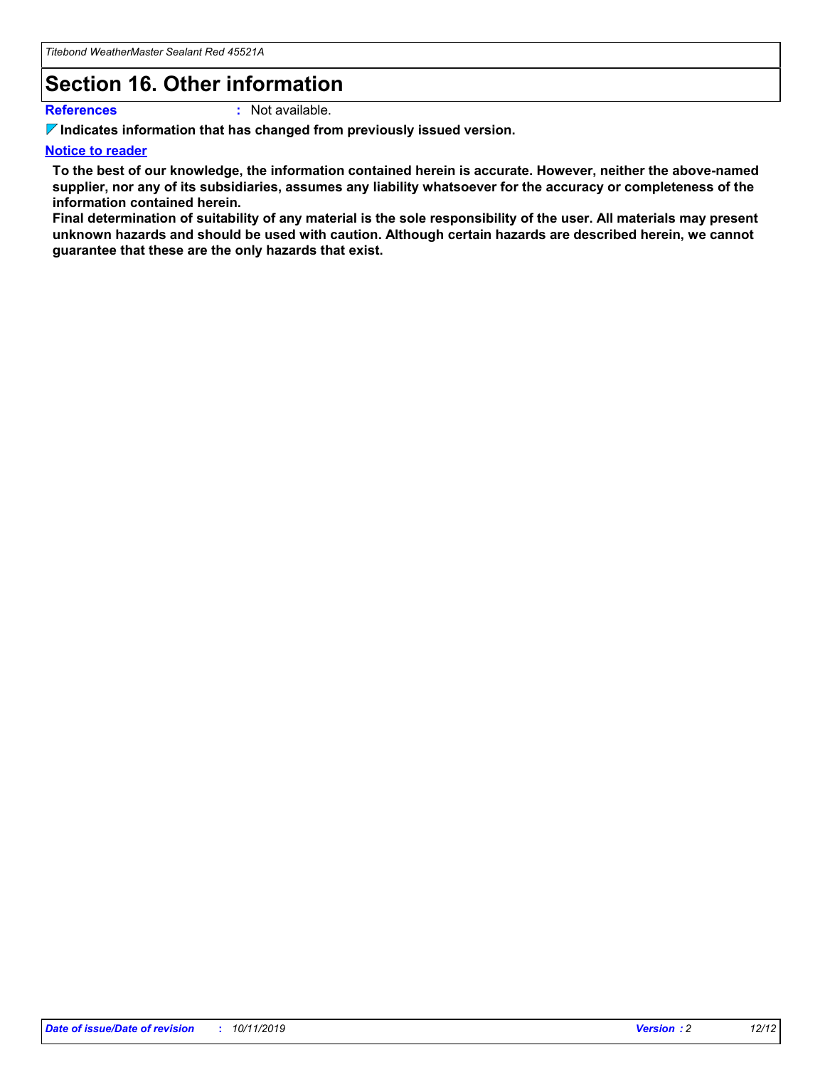# Section 16. Other information

**References** : Not available.

**Indicates information that has changed from previously issued version.**

**Notice to reader**

**To the best of our knowledge, the information contained herein is accurate. However, neither the above-named supplier, nor any of its subsidiaries, assumes any liability whatsoever for the accuracy or completeness of the information contained herein.**

**Final determination of suitability of any material is the sole responsibility of the user. All materials may present unknown hazards and should be used with caution. Although certain hazards are described herein, we cannot guarantee that these are the only hazards that exist.**